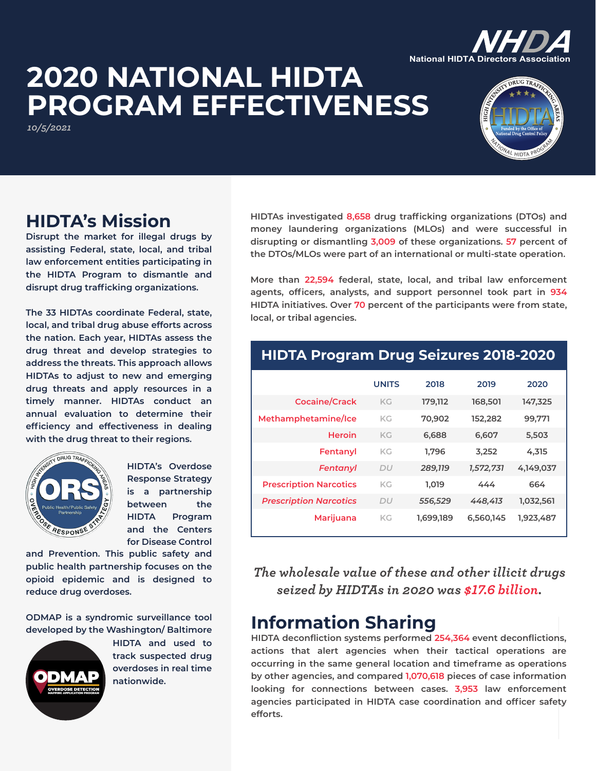# 2020 NATIONAL HIDTA PROGRAM EFFECTIVENESS

*10/5/2021*

NHDA National HIDTA Directors Association

## HIDTA's Mission

**Disrupt the market for illegal drugs by assisting Federal, state, local, and tribal law enforcement entities participating in the HIDTA Program to dismantle and disrupt drug trafficking organizations.**

**The 33 HIDTAs coordinate Federal, state, local, and tribal drug abuse efforts across the nation. Each year, HIDTAs assess the drug threat and develop strategies to address the threats. This approach allows HIDTAs to adjust to new and emerging drug threats and apply resources in a timely manner. HIDTAs conduct an annual evaluation to determine their efficiency and effectiveness in dealing with the drug threat to their regions.**

**HIDTA's Overdose Response Strategy is a partnership between the HIDTA Program and the Centers for Disease Control and Prevention. This public safety and public health partnership focuses on the opioid epidemic and is designed to reduce drug overdoses.**

**ODMAP is a syndromic surveillance tool developed by the Washington/ Baltimore HIDTA and used to track suspected drug overdoses in real time nationwide.**

**HIDTAs investigated 8,658 drug trafficking organizations (DTOs) and money laundering organizations (MLOs) and were successful in disrupting or dismantling 3,009 of these organizations. 57 percent of the DTOs/MLOs were part of an international or multi-state operation.**

**More than 22,594 federal, state, local, and tribal law enforcement agents, officers, analysts, and support personnel took part in 934 HIDTA initiatives. Over 70 percent of the participants were from state, local, or tribal agencies.**

## HIDTA Program Drug Seizures 2018-2020

| | UNITS | 2018 | 2019 | 2020 |
|---|---|---|---|---|
| Cocaine/Crack | KG | 179,112 | 168,501 | 147,325 |
| Methamphetamine/Ice | KG | 70,902 | 152,282 | 99,771 |
| Heroin | KG | 6,688 | 6,607 | 5,503 |
| Fentanyl | KG | 1,796 | 3,252 | 4,315 |
| *Fentanyl* | *DU* | *289,119* | *1,572,731* | 4,149,037 |
| Prescription Narcotics | KG | 1,019 | 444 | 664 |
| *Prescription Narcotics* | *DU* | *556,529* | *448,413* | 1,032,561 |
| Marijuana | KG | 1,699,189 | 6,560,145 | 1,923,487 |

***The wholesale value of these and other illicit drugs seized by HIDTAs in 2020 was $17.6 billion.***

## Information Sharing

**HIDTA deconfliction systems performed 254,364 event deconflictions, actions that alert agencies when their tactical operations are occurring in the same general location and timeframe as operations by other agencies, and compared 1,070,618 pieces of case information looking for connections between cases. 3,953 law enforcement agencies participated in HIDTA case coordination and officer safety efforts.**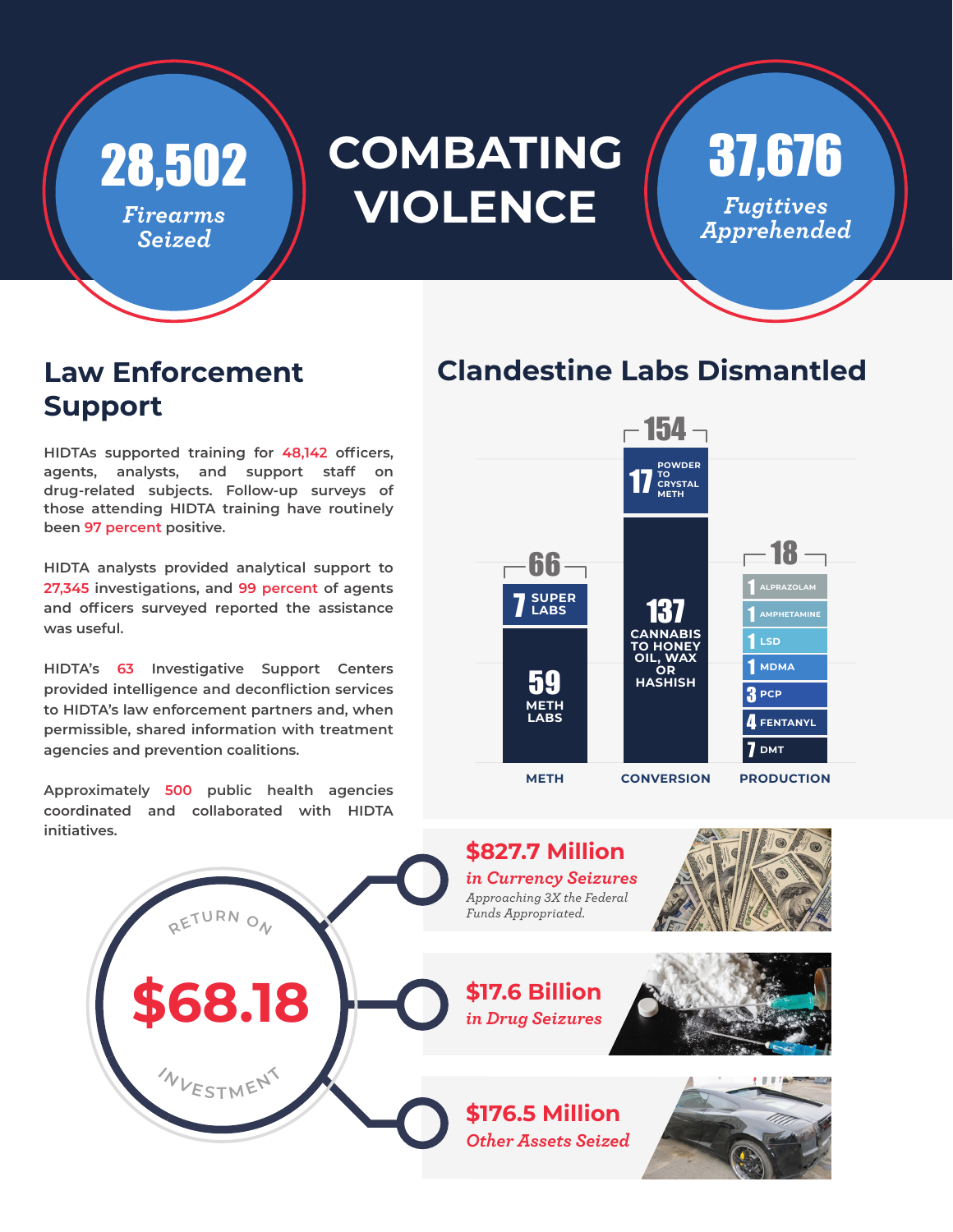28,502

*Firearms Seized*

# COMBATING VIOLENCE

37,676

*Fugitives Apprehended*

## Law Enforcement Support

HIDTAs supported training for 48,142 officers, agents, analysts, and support staff on drug-related subjects. Follow-up surveys of those attending HIDTA training have routinely been 97 percent positive.

HIDTA analysts provided analytical support to 27,345 investigations, and 99 percent of agents and officers surveyed reported the assistance was useful.

HIDTA's 63 Investigative Support Centers provided intelligence and deconfliction services to HIDTA's law enforcement partners and, when permissible, shared information with treatment agencies and prevention coalitions.

Approximately 500 public health agencies coordinated and collaborated with HIDTA initiatives.

## Clandestine Labs Dismantled

66

7 SUPER LABS

59 METH LABS

METH

154

17 POWDER TO CRYSTAL METH

137 CANNABIS TO HONEY OIL, WAX OR HASHISH

CONVERSION

18

1 ALPRAZOLAM

1 AMPHETAMINE

1 LSD

1 MDMA

3 PCP

4 FENTANYL

7 DMT

PRODUCTION

RETURN ON

$68.18

INVESTMENT

**$827.7 Million**

*in Currency Seizures*

*Approaching 3X the Federal Funds Appropriated.*

**$17.6 Billion**

*in Drug Seizures*

**$176.5 Million**

*Other Assets Seized*